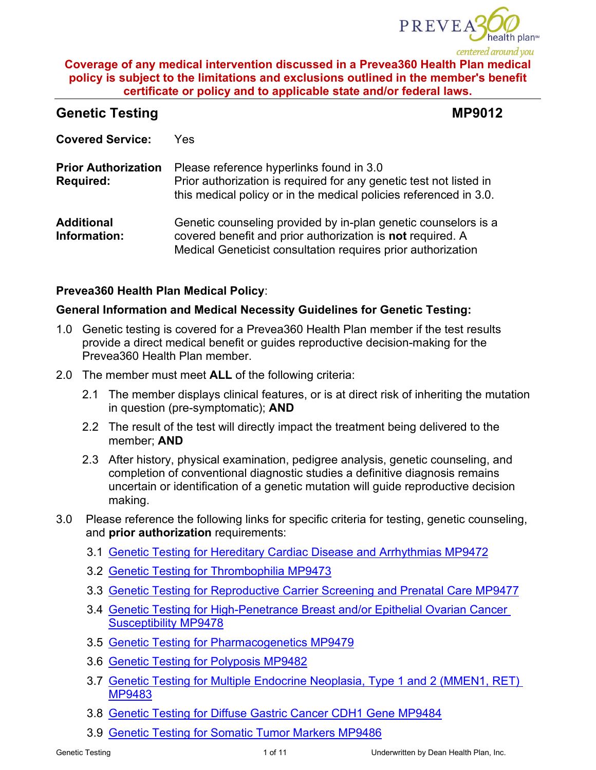**Coverage of any medical intervention discussed in a Prevea360 Health Plan medical policy is subject to the limitations and exclusions outlined in the member's benefit certificate or policy and to applicable state and/or federal laws.**

## Genetic Testing — MP9012

**Covered Service:** Yes

**Prior Authorization Required:** Please reference hyperlinks found in 3.0
Prior authorization is required for any genetic test not listed in this medical policy or in the medical policies referenced in 3.0.

**Additional Information:** Genetic counseling provided by in-plan genetic counselors is a covered benefit and prior authorization is **not** required. A Medical Geneticist consultation requires prior authorization

**Prevea360 Health Plan Medical Policy**:

**General Information and Medical Necessity Guidelines for Genetic Testing:**

1.0 Genetic testing is covered for a Prevea360 Health Plan member if the test results provide a direct medical benefit or guides reproductive decision-making for the Prevea360 Health Plan member.

2.0 The member must meet **ALL** of the following criteria:

- 2.1 The member displays clinical features, or is at direct risk of inheriting the mutation in question (pre-symptomatic); **AND**
- 2.2 The result of the test will directly impact the treatment being delivered to the member; **AND**
- 2.3 After history, physical examination, pedigree analysis, genetic counseling, and completion of conventional diagnostic studies a definitive diagnosis remains uncertain or identification of a genetic mutation will guide reproductive decision making.

3.0 Please reference the following links for specific criteria for testing, genetic counseling, and **prior authorization** requirements:

- 3.1 Genetic Testing for Hereditary Cardiac Disease and Arrhythmias MP9472
- 3.2 Genetic Testing for Thrombophilia MP9473
- 3.3 Genetic Testing for Reproductive Carrier Screening and Prenatal Care MP9477
- 3.4 Genetic Testing for High-Penetrance Breast and/or Epithelial Ovarian Cancer Susceptibility MP9478
- 3.5 Genetic Testing for Pharmacogenetics MP9479
- 3.6 Genetic Testing for Polyposis MP9482
- 3.7 Genetic Testing for Multiple Endocrine Neoplasia, Type 1 and 2 (MMEN1, RET) MP9483
- 3.8 Genetic Testing for Diffuse Gastric Cancer CDH1 Gene MP9484
- 3.9 Genetic Testing for Somatic Tumor Markers MP9486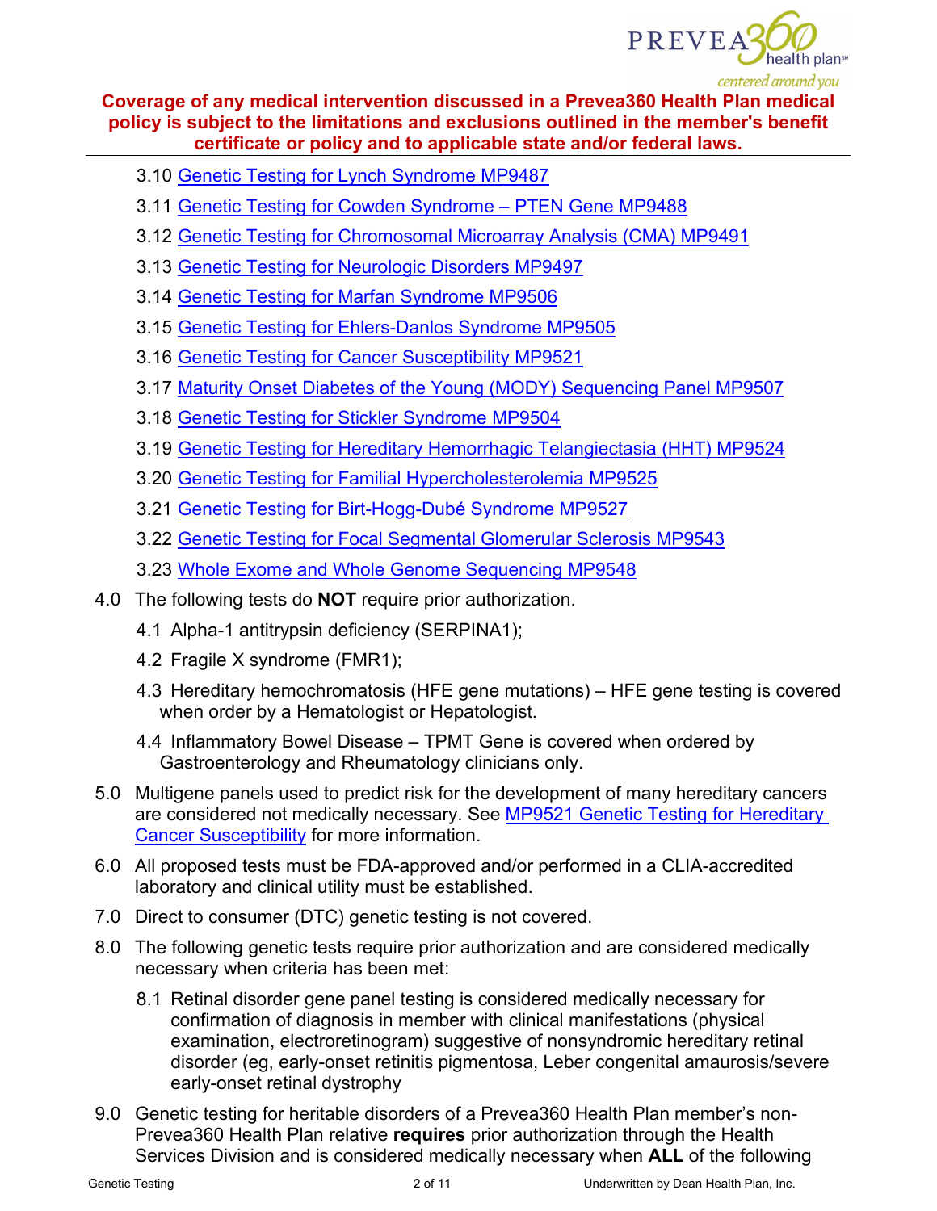**Coverage of any medical intervention discussed in a Prevea360 Health Plan medical policy is subject to the limitations and exclusions outlined in the member's benefit certificate or policy and to applicable state and/or federal laws.**

- 3.10 Genetic Testing for Lynch Syndrome MP9487
- 3.11 Genetic Testing for Cowden Syndrome – PTEN Gene MP9488
- 3.12 Genetic Testing for Chromosomal Microarray Analysis (CMA) MP9491
- 3.13 Genetic Testing for Neurologic Disorders MP9497
- 3.14 Genetic Testing for Marfan Syndrome MP9506
- 3.15 Genetic Testing for Ehlers-Danlos Syndrome MP9505
- 3.16 Genetic Testing for Cancer Susceptibility MP9521
- 3.17 Maturity Onset Diabetes of the Young (MODY) Sequencing Panel MP9507
- 3.18 Genetic Testing for Stickler Syndrome MP9504
- 3.19 Genetic Testing for Hereditary Hemorrhagic Telangiectasia (HHT) MP9524
- 3.20 Genetic Testing for Familial Hypercholesterolemia MP9525
- 3.21 Genetic Testing for Birt-Hogg-Dubé Syndrome MP9527
- 3.22 Genetic Testing for Focal Segmental Glomerular Sclerosis MP9543
- 3.23 Whole Exome and Whole Genome Sequencing MP9548

4.0 The following tests do **NOT** require prior authorization.

- 4.1 Alpha-1 antitrypsin deficiency (SERPINA1);
- 4.2 Fragile X syndrome (FMR1);
- 4.3 Hereditary hemochromatosis (HFE gene mutations) – HFE gene testing is covered when order by a Hematologist or Hepatologist.
- 4.4 Inflammatory Bowel Disease – TPMT Gene is covered when ordered by Gastroenterology and Rheumatology clinicians only.

5.0 Multigene panels used to predict risk for the development of many hereditary cancers are considered not medically necessary. See MP9521 Genetic Testing for Hereditary Cancer Susceptibility for more information.

6.0 All proposed tests must be FDA-approved and/or performed in a CLIA-accredited laboratory and clinical utility must be established.

7.0 Direct to consumer (DTC) genetic testing is not covered.

8.0 The following genetic tests require prior authorization and are considered medically necessary when criteria has been met:

- 8.1 Retinal disorder gene panel testing is considered medically necessary for confirmation of diagnosis in member with clinical manifestations (physical examination, electroretinogram) suggestive of nonsyndromic hereditary retinal disorder (eg, early-onset retinitis pigmentosa, Leber congenital amaurosis/severe early-onset retinal dystrophy

9.0 Genetic testing for heritable disorders of a Prevea360 Health Plan member's non-Prevea360 Health Plan relative **requires** prior authorization through the Health Services Division and is considered medically necessary when **ALL** of the following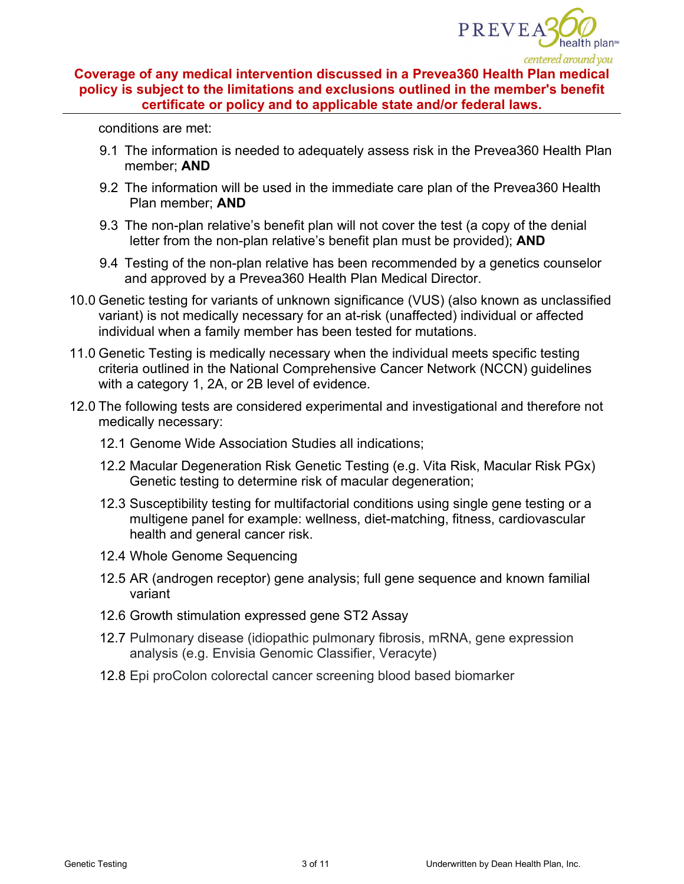**Coverage of any medical intervention discussed in a Prevea360 Health Plan medical policy is subject to the limitations and exclusions outlined in the member's benefit certificate or policy and to applicable state and/or federal laws.**

conditions are met:

- 9.1 The information is needed to adequately assess risk in the Prevea360 Health Plan member; **AND**
- 9.2 The information will be used in the immediate care plan of the Prevea360 Health Plan member; **AND**
- 9.3 The non-plan relative's benefit plan will not cover the test (a copy of the denial letter from the non-plan relative's benefit plan must be provided); **AND**
- 9.4 Testing of the non-plan relative has been recommended by a genetics counselor and approved by a Prevea360 Health Plan Medical Director.

10.0 Genetic testing for variants of unknown significance (VUS) (also known as unclassified variant) is not medically necessary for an at-risk (unaffected) individual or affected individual when a family member has been tested for mutations.

11.0 Genetic Testing is medically necessary when the individual meets specific testing criteria outlined in the National Comprehensive Cancer Network (NCCN) guidelines with a category 1, 2A, or 2B level of evidence.

12.0 The following tests are considered experimental and investigational and therefore not medically necessary:

- 12.1 Genome Wide Association Studies all indications;
- 12.2 Macular Degeneration Risk Genetic Testing (e.g. Vita Risk, Macular Risk PGx) Genetic testing to determine risk of macular degeneration;
- 12.3 Susceptibility testing for multifactorial conditions using single gene testing or a multigene panel for example: wellness, diet-matching, fitness, cardiovascular health and general cancer risk.
- 12.4 Whole Genome Sequencing
- 12.5 AR (androgen receptor) gene analysis; full gene sequence and known familial variant
- 12.6 Growth stimulation expressed gene ST2 Assay
- 12.7 Pulmonary disease (idiopathic pulmonary fibrosis, mRNA, gene expression analysis (e.g. Envisia Genomic Classifier, Veracyte)
- 12.8 Epi proColon colorectal cancer screening blood based biomarker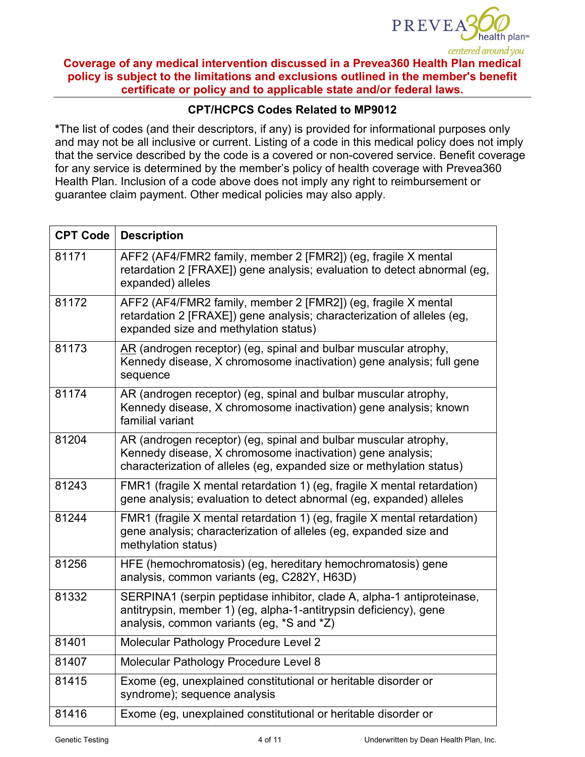**Coverage of any medical intervention discussed in a Prevea360 Health Plan medical policy is subject to the limitations and exclusions outlined in the member's benefit certificate or policy and to applicable state and/or federal laws.**

### CPT/HCPCS Codes Related to MP9012

*The list of codes (and their descriptors, if any) is provided for informational purposes only and may not be all inclusive or current. Listing of a code in this medical policy does not imply that the service described by the code is a covered or non-covered service. Benefit coverage for any service is determined by the member's policy of health coverage with Prevea360 Health Plan. Inclusion of a code above does not imply any right to reimbursement or guarantee claim payment. Other medical policies may also apply.

| CPT Code | Description |
|---|---|
| 81171 | AFF2 (AF4/FMR2 family, member 2 [FMR2]) (eg, fragile X mental retardation 2 [FRAXE]) gene analysis; evaluation to detect abnormal (eg, expanded) alleles |
| 81172 | AFF2 (AF4/FMR2 family, member 2 [FMR2]) (eg, fragile X mental retardation 2 [FRAXE]) gene analysis; characterization of alleles (eg, expanded size and methylation status) |
| 81173 | AR (androgen receptor) (eg, spinal and bulbar muscular atrophy, Kennedy disease, X chromosome inactivation) gene analysis; full gene sequence |
| 81174 | AR (androgen receptor) (eg, spinal and bulbar muscular atrophy, Kennedy disease, X chromosome inactivation) gene analysis; known familial variant |
| 81204 | AR (androgen receptor) (eg, spinal and bulbar muscular atrophy, Kennedy disease, X chromosome inactivation) gene analysis; characterization of alleles (eg, expanded size or methylation status) |
| 81243 | FMR1 (fragile X mental retardation 1) (eg, fragile X mental retardation) gene analysis; evaluation to detect abnormal (eg, expanded) alleles |
| 81244 | FMR1 (fragile X mental retardation 1) (eg, fragile X mental retardation) gene analysis; characterization of alleles (eg, expanded size and methylation status) |
| 81256 | HFE (hemochromatosis) (eg, hereditary hemochromatosis) gene analysis, common variants (eg, C282Y, H63D) |
| 81332 | SERPINA1 (serpin peptidase inhibitor, clade A, alpha-1 antiproteinase, antitrypsin, member 1) (eg, alpha-1-antitrypsin deficiency), gene analysis, common variants (eg, *S and *Z) |
| 81401 | Molecular Pathology Procedure Level 2 |
| 81407 | Molecular Pathology Procedure Level 8 |
| 81415 | Exome (eg, unexplained constitutional or heritable disorder or syndrome); sequence analysis |
| 81416 | Exome (eg, unexplained constitutional or heritable disorder or |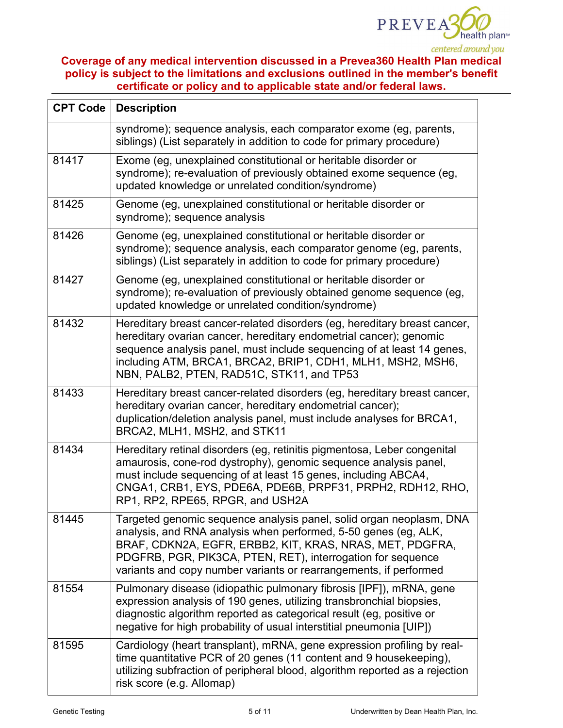**Coverage of any medical intervention discussed in a Prevea360 Health Plan medical policy is subject to the limitations and exclusions outlined in the member's benefit certificate or policy and to applicable state and/or federal laws.**

| CPT Code | Description |
|---|---|
| | syndrome); sequence analysis, each comparator exome (eg, parents, siblings) (List separately in addition to code for primary procedure) |
| 81417 | Exome (eg, unexplained constitutional or heritable disorder or syndrome); re-evaluation of previously obtained exome sequence (eg, updated knowledge or unrelated condition/syndrome) |
| 81425 | Genome (eg, unexplained constitutional or heritable disorder or syndrome); sequence analysis |
| 81426 | Genome (eg, unexplained constitutional or heritable disorder or syndrome); sequence analysis, each comparator genome (eg, parents, siblings) (List separately in addition to code for primary procedure) |
| 81427 | Genome (eg, unexplained constitutional or heritable disorder or syndrome); re-evaluation of previously obtained genome sequence (eg, updated knowledge or unrelated condition/syndrome) |
| 81432 | Hereditary breast cancer-related disorders (eg, hereditary breast cancer, hereditary ovarian cancer, hereditary endometrial cancer); genomic sequence analysis panel, must include sequencing of at least 14 genes, including ATM, BRCA1, BRCA2, BRIP1, CDH1, MLH1, MSH2, MSH6, NBN, PALB2, PTEN, RAD51C, STK11, and TP53 |
| 81433 | Hereditary breast cancer-related disorders (eg, hereditary breast cancer, hereditary ovarian cancer, hereditary endometrial cancer); duplication/deletion analysis panel, must include analyses for BRCA1, BRCA2, MLH1, MSH2, and STK11 |
| 81434 | Hereditary retinal disorders (eg, retinitis pigmentosa, Leber congenital amaurosis, cone-rod dystrophy), genomic sequence analysis panel, must include sequencing of at least 15 genes, including ABCA4, CNGA1, CRB1, EYS, PDE6A, PDE6B, PRPF31, PRPH2, RDH12, RHO, RP1, RP2, RPE65, RPGR, and USH2A |
| 81445 | Targeted genomic sequence analysis panel, solid organ neoplasm, DNA analysis, and RNA analysis when performed, 5-50 genes (eg, ALK, BRAF, CDKN2A, EGFR, ERBB2, KIT, KRAS, NRAS, MET, PDGFRA, PDGFRB, PGR, PIK3CA, PTEN, RET), interrogation for sequence variants and copy number variants or rearrangements, if performed |
| 81554 | Pulmonary disease (idiopathic pulmonary fibrosis [IPF]), mRNA, gene expression analysis of 190 genes, utilizing transbronchial biopsies, diagnostic algorithm reported as categorical result (eg, positive or negative for high probability of usual interstitial pneumonia [UIP]) |
| 81595 | Cardiology (heart transplant), mRNA, gene expression profiling by real-time quantitative PCR of 20 genes (11 content and 9 housekeeping), utilizing subfraction of peripheral blood, algorithm reported as a rejection risk score (e.g. Allomap) |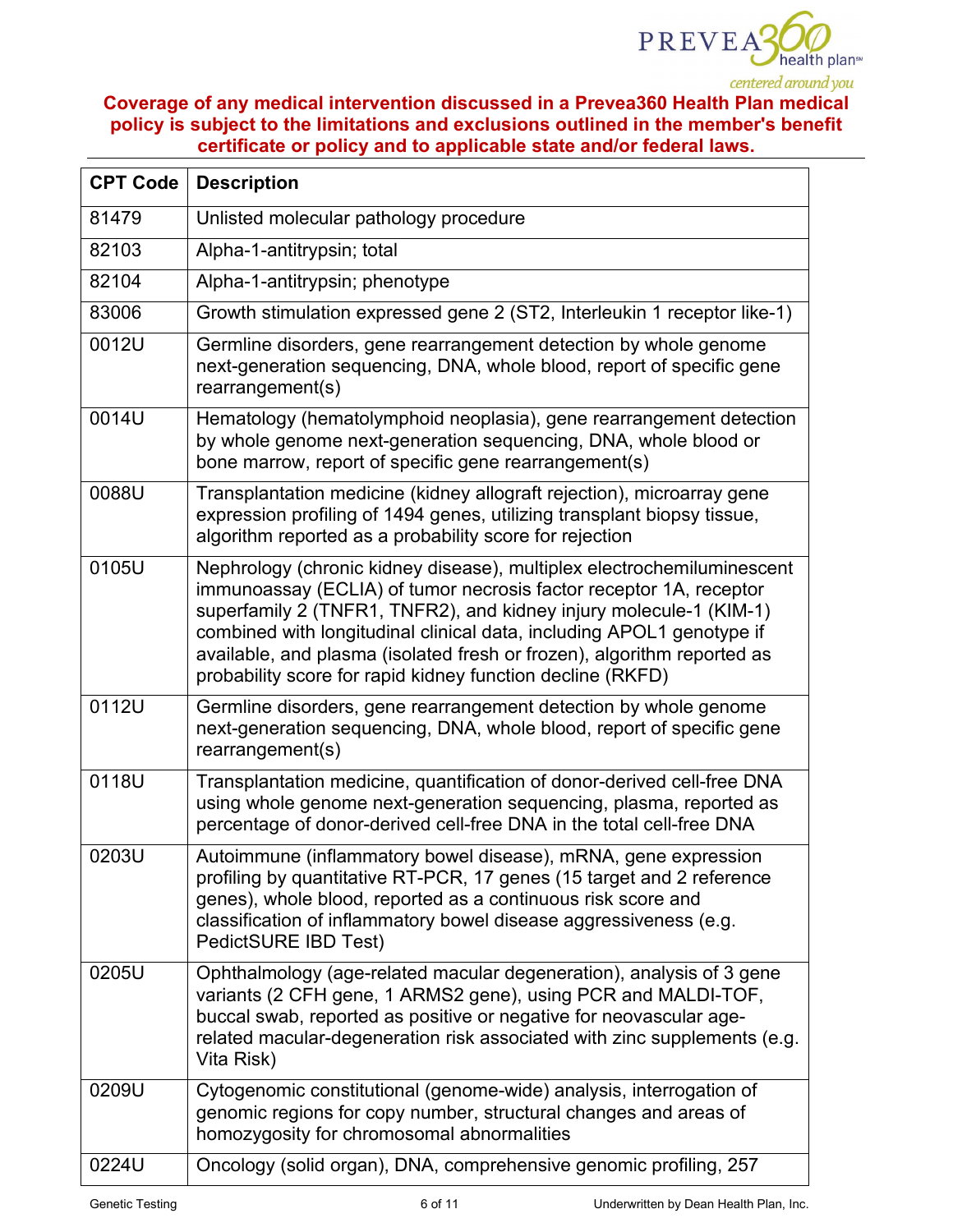**Coverage of any medical intervention discussed in a Prevea360 Health Plan medical policy is subject to the limitations and exclusions outlined in the member's benefit certificate or policy and to applicable state and/or federal laws.**

| CPT Code | Description |
|---|---|
| 81479 | Unlisted molecular pathology procedure |
| 82103 | Alpha-1-antitrypsin; total |
| 82104 | Alpha-1-antitrypsin; phenotype |
| 83006 | Growth stimulation expressed gene 2 (ST2, Interleukin 1 receptor like-1) |
| 0012U | Germline disorders, gene rearrangement detection by whole genome next-generation sequencing, DNA, whole blood, report of specific gene rearrangement(s) |
| 0014U | Hematology (hematolymphoid neoplasia), gene rearrangement detection by whole genome next-generation sequencing, DNA, whole blood or bone marrow, report of specific gene rearrangement(s) |
| 0088U | Transplantation medicine (kidney allograft rejection), microarray gene expression profiling of 1494 genes, utilizing transplant biopsy tissue, algorithm reported as a probability score for rejection |
| 0105U | Nephrology (chronic kidney disease), multiplex electrochemiluminescent immunoassay (ECLIA) of tumor necrosis factor receptor 1A, receptor superfamily 2 (TNFR1, TNFR2), and kidney injury molecule-1 (KIM-1) combined with longitudinal clinical data, including APOL1 genotype if available, and plasma (isolated fresh or frozen), algorithm reported as probability score for rapid kidney function decline (RKFD) |
| 0112U | Germline disorders, gene rearrangement detection by whole genome next-generation sequencing, DNA, whole blood, report of specific gene rearrangement(s) |
| 0118U | Transplantation medicine, quantification of donor-derived cell-free DNA using whole genome next-generation sequencing, plasma, reported as percentage of donor-derived cell-free DNA in the total cell-free DNA |
| 0203U | Autoimmune (inflammatory bowel disease), mRNA, gene expression profiling by quantitative RT-PCR, 17 genes (15 target and 2 reference genes), whole blood, reported as a continuous risk score and classification of inflammatory bowel disease aggressiveness (e.g. PedictSURE IBD Test) |
| 0205U | Ophthalmology (age-related macular degeneration), analysis of 3 gene variants (2 CFH gene, 1 ARMS2 gene), using PCR and MALDI-TOF, buccal swab, reported as positive or negative for neovascular age-related macular-degeneration risk associated with zinc supplements (e.g. Vita Risk) |
| 0209U | Cytogenomic constitutional (genome-wide) analysis, interrogation of genomic regions for copy number, structural changes and areas of homozygosity for chromosomal abnormalities |
| 0224U | Oncology (solid organ), DNA, comprehensive genomic profiling, 257 |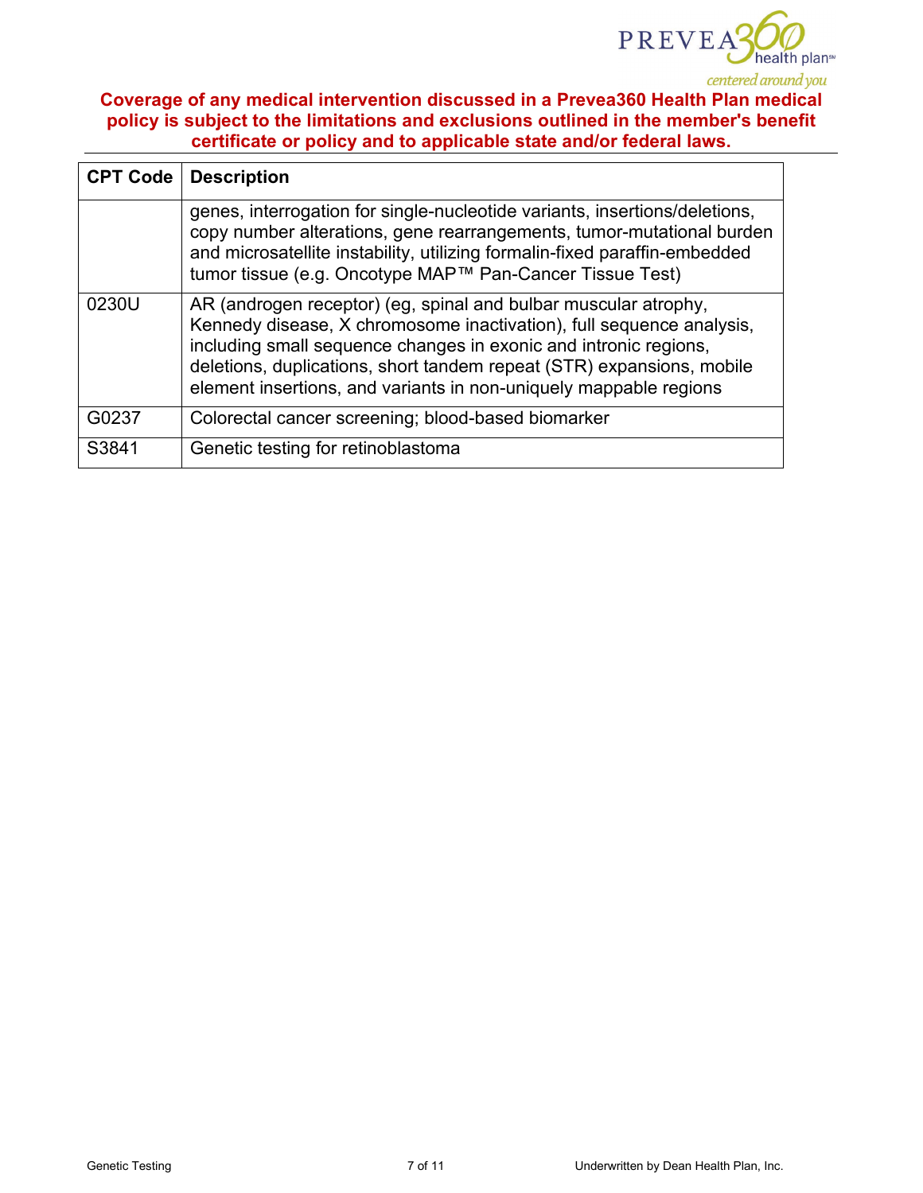**Coverage of any medical intervention discussed in a Prevea360 Health Plan medical policy is subject to the limitations and exclusions outlined in the member's benefit certificate or policy and to applicable state and/or federal laws.**

| CPT Code | Description |
|---|---|
| | genes, interrogation for single-nucleotide variants, insertions/deletions, copy number alterations, gene rearrangements, tumor-mutational burden and microsatellite instability, utilizing formalin-fixed paraffin-embedded tumor tissue (e.g. Oncotype MAP™ Pan-Cancer Tissue Test) |
| 0230U | AR (androgen receptor) (eg, spinal and bulbar muscular atrophy, Kennedy disease, X chromosome inactivation), full sequence analysis, including small sequence changes in exonic and intronic regions, deletions, duplications, short tandem repeat (STR) expansions, mobile element insertions, and variants in non-uniquely mappable regions |
| G0237 | Colorectal cancer screening; blood-based biomarker |
| S3841 | Genetic testing for retinoblastoma |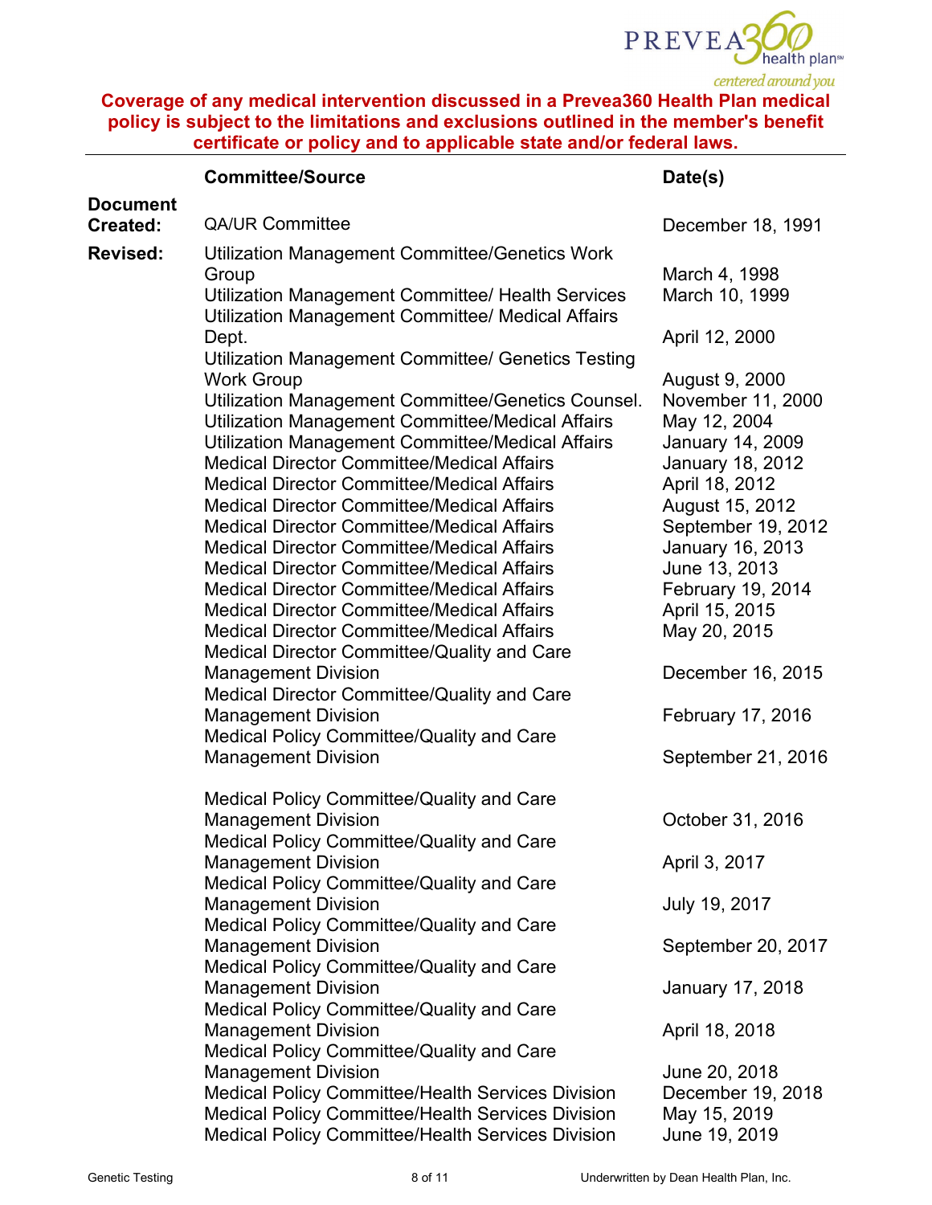**Coverage of any medical intervention discussed in a Prevea360 Health Plan medical policy is subject to the limitations and exclusions outlined in the member's benefit certificate or policy and to applicable state and/or federal laws.**

| | Committee/Source | Date(s) |
|---|---|---|
| **Document Created:** | QA/UR Committee | December 18, 1991 |
| **Revised:** | Utilization Management Committee/Genetics Work Group | March 4, 1998 |
| | Utilization Management Committee/ Health Services | March 10, 1999 |
| | Utilization Management Committee/ Medical Affairs Dept. | April 12, 2000 |
| | Utilization Management Committee/ Genetics Testing Work Group | August 9, 2000 |
| | Utilization Management Committee/Genetics Counsel. | November 11, 2000 |
| | Utilization Management Committee/Medical Affairs | May 12, 2004 |
| | Utilization Management Committee/Medical Affairs | January 14, 2009 |
| | Medical Director Committee/Medical Affairs | January 18, 2012 |
| | Medical Director Committee/Medical Affairs | April 18, 2012 |
| | Medical Director Committee/Medical Affairs | August 15, 2012 |
| | Medical Director Committee/Medical Affairs | September 19, 2012 |
| | Medical Director Committee/Medical Affairs | January 16, 2013 |
| | Medical Director Committee/Medical Affairs | June 13, 2013 |
| | Medical Director Committee/Medical Affairs | February 19, 2014 |
| | Medical Director Committee/Medical Affairs | April 15, 2015 |
| | Medical Director Committee/Medical Affairs | May 20, 2015 |
| | Medical Director Committee/Quality and Care Management Division | December 16, 2015 |
| | Medical Director Committee/Quality and Care Management Division | February 17, 2016 |
| | Medical Policy Committee/Quality and Care Management Division | September 21, 2016 |
| | Medical Policy Committee/Quality and Care Management Division | October 31, 2016 |
| | Medical Policy Committee/Quality and Care Management Division | April 3, 2017 |
| | Medical Policy Committee/Quality and Care Management Division | July 19, 2017 |
| | Medical Policy Committee/Quality and Care Management Division | September 20, 2017 |
| | Medical Policy Committee/Quality and Care Management Division | January 17, 2018 |
| | Medical Policy Committee/Quality and Care Management Division | April 18, 2018 |
| | Medical Policy Committee/Quality and Care Management Division | June 20, 2018 |
| | Medical Policy Committee/Health Services Division | December 19, 2018 |
| | Medical Policy Committee/Health Services Division | May 15, 2019 |
| | Medical Policy Committee/Health Services Division | June 19, 2019 |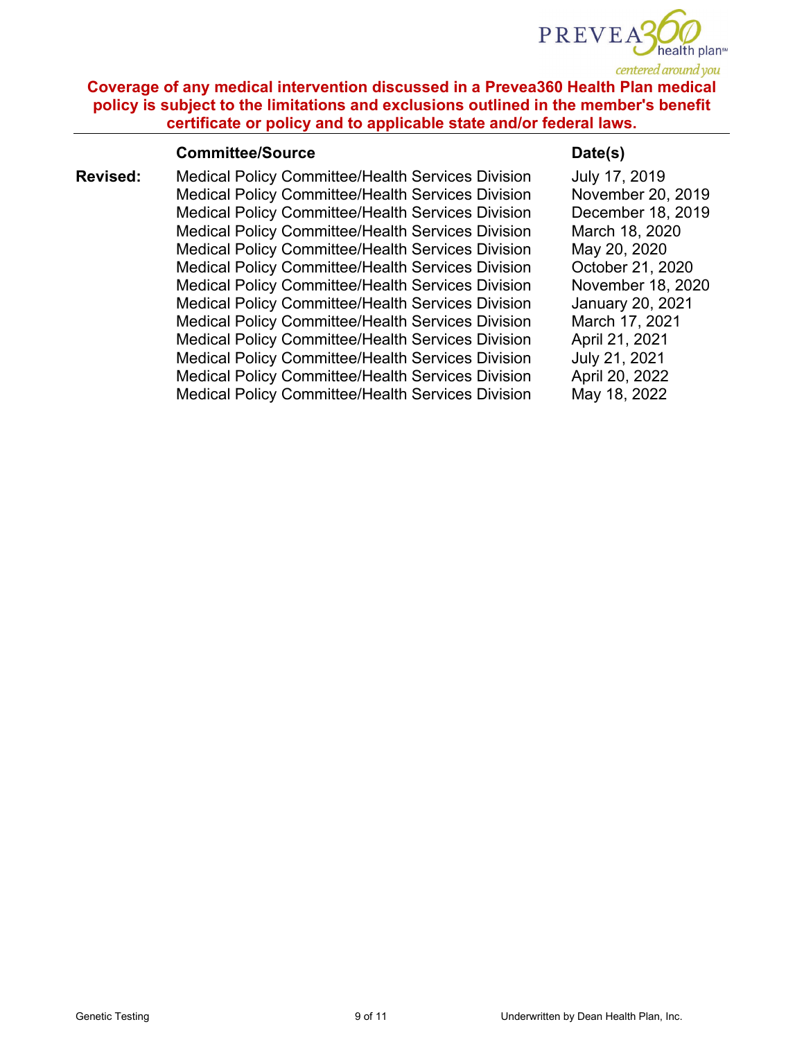**Coverage of any medical intervention discussed in a Prevea360 Health Plan medical policy is subject to the limitations and exclusions outlined in the member's benefit certificate or policy and to applicable state and/or federal laws.**

| | Committee/Source | Date(s) |
|---|---|---|
| **Revised:** | Medical Policy Committee/Health Services Division | July 17, 2019 |
| | Medical Policy Committee/Health Services Division | November 20, 2019 |
| | Medical Policy Committee/Health Services Division | December 18, 2019 |
| | Medical Policy Committee/Health Services Division | March 18, 2020 |
| | Medical Policy Committee/Health Services Division | May 20, 2020 |
| | Medical Policy Committee/Health Services Division | October 21, 2020 |
| | Medical Policy Committee/Health Services Division | November 18, 2020 |
| | Medical Policy Committee/Health Services Division | January 20, 2021 |
| | Medical Policy Committee/Health Services Division | March 17, 2021 |
| | Medical Policy Committee/Health Services Division | April 21, 2021 |
| | Medical Policy Committee/Health Services Division | July 21, 2021 |
| | Medical Policy Committee/Health Services Division | April 20, 2022 |
| | Medical Policy Committee/Health Services Division | May 18, 2022 |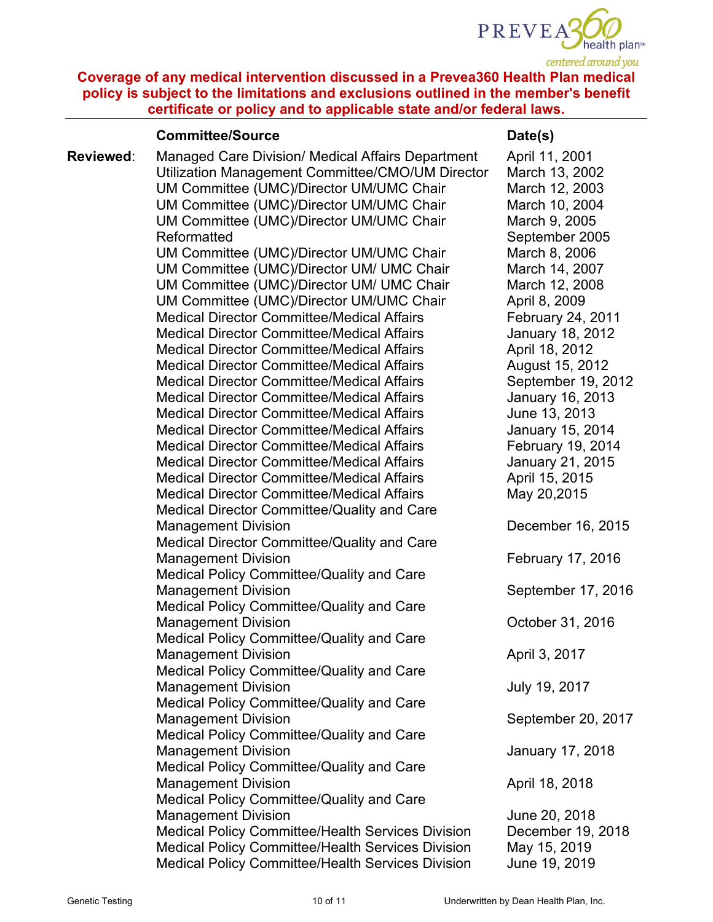**Coverage of any medical intervention discussed in a Prevea360 Health Plan medical policy is subject to the limitations and exclusions outlined in the member's benefit certificate or policy and to applicable state and/or federal laws.**

| | **Committee/Source** | **Date(s)** |
|---|---|---|
| **Reviewed**: | Managed Care Division/ Medical Affairs Department | April 11, 2001 |
| | Utilization Management Committee/CMO/UM Director | March 13, 2002 |
| | UM Committee (UMC)/Director UM/UMC Chair | March 12, 2003 |
| | UM Committee (UMC)/Director UM/UMC Chair | March 10, 2004 |
| | UM Committee (UMC)/Director UM/UMC Chair | March 9, 2005 |
| | Reformatted | September 2005 |
| | UM Committee (UMC)/Director UM/UMC Chair | March 8, 2006 |
| | UM Committee (UMC)/Director UM/ UMC Chair | March 14, 2007 |
| | UM Committee (UMC)/Director UM/ UMC Chair | March 12, 2008 |
| | UM Committee (UMC)/Director UM/UMC Chair | April 8, 2009 |
| | Medical Director Committee/Medical Affairs | February 24, 2011 |
| | Medical Director Committee/Medical Affairs | January 18, 2012 |
| | Medical Director Committee/Medical Affairs | April 18, 2012 |
| | Medical Director Committee/Medical Affairs | August 15, 2012 |
| | Medical Director Committee/Medical Affairs | September 19, 2012 |
| | Medical Director Committee/Medical Affairs | January 16, 2013 |
| | Medical Director Committee/Medical Affairs | June 13, 2013 |
| | Medical Director Committee/Medical Affairs | January 15, 2014 |
| | Medical Director Committee/Medical Affairs | February 19, 2014 |
| | Medical Director Committee/Medical Affairs | January 21, 2015 |
| | Medical Director Committee/Medical Affairs | April 15, 2015 |
| | Medical Director Committee/Medical Affairs | May 20,2015 |
| | Medical Director Committee/Quality and Care Management Division | December 16, 2015 |
| | Medical Director Committee/Quality and Care Management Division | February 17, 2016 |
| | Medical Policy Committee/Quality and Care Management Division | September 17, 2016 |
| | Medical Policy Committee/Quality and Care Management Division | October 31, 2016 |
| | Medical Policy Committee/Quality and Care Management Division | April 3, 2017 |
| | Medical Policy Committee/Quality and Care Management Division | July 19, 2017 |
| | Medical Policy Committee/Quality and Care Management Division | September 20, 2017 |
| | Medical Policy Committee/Quality and Care Management Division | January 17, 2018 |
| | Medical Policy Committee/Quality and Care Management Division | April 18, 2018 |
| | Medical Policy Committee/Quality and Care Management Division | June 20, 2018 |
| | Medical Policy Committee/Health Services Division | December 19, 2018 |
| | Medical Policy Committee/Health Services Division | May 15, 2019 |
| | Medical Policy Committee/Health Services Division | June 19, 2019 |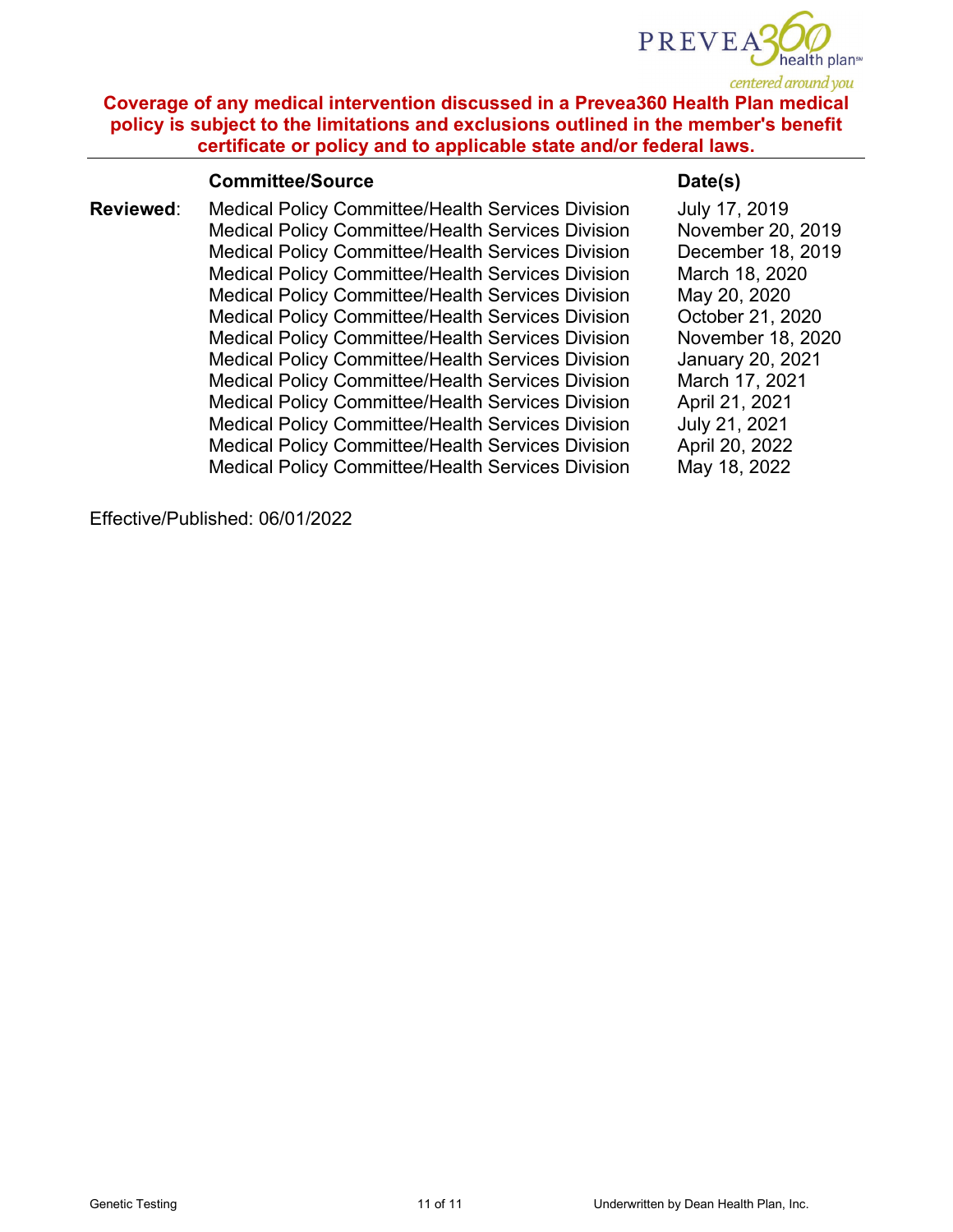**Coverage of any medical intervention discussed in a Prevea360 Health Plan medical policy is subject to the limitations and exclusions outlined in the member's benefit certificate or policy and to applicable state and/or federal laws.**

| | Committee/Source | Date(s) |
|---|---|---|
| **Reviewed**: | Medical Policy Committee/Health Services Division | July 17, 2019 |
| | Medical Policy Committee/Health Services Division | November 20, 2019 |
| | Medical Policy Committee/Health Services Division | December 18, 2019 |
| | Medical Policy Committee/Health Services Division | March 18, 2020 |
| | Medical Policy Committee/Health Services Division | May 20, 2020 |
| | Medical Policy Committee/Health Services Division | October 21, 2020 |
| | Medical Policy Committee/Health Services Division | November 18, 2020 |
| | Medical Policy Committee/Health Services Division | January 20, 2021 |
| | Medical Policy Committee/Health Services Division | March 17, 2021 |
| | Medical Policy Committee/Health Services Division | April 21, 2021 |
| | Medical Policy Committee/Health Services Division | July 21, 2021 |
| | Medical Policy Committee/Health Services Division | April 20, 2022 |
| | Medical Policy Committee/Health Services Division | May 18, 2022 |

Effective/Published: 06/01/2022